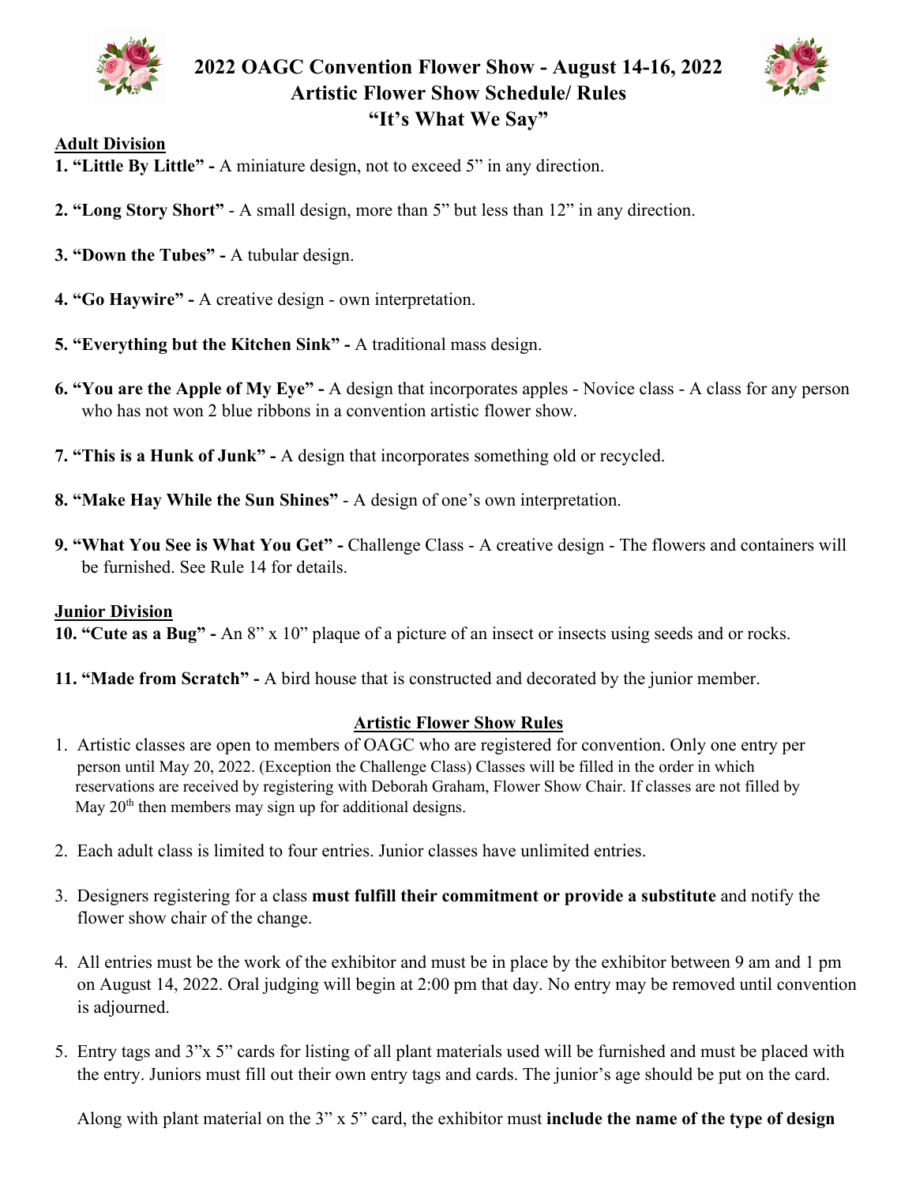# 2022 OAGC Convention Flower Show - August 14-16, 2022
## Artistic Flower Show Schedule/ Rules
## "It's What We Say"

**Adult Division**

**1. "Little By Little" -** A miniature design, not to exceed 5" in any direction.

**2. "Long Story Short"** - A small design, more than 5" but less than 12" in any direction.

**3. "Down the Tubes" -** A tubular design.

**4. "Go Haywire" -** A creative design - own interpretation.

**5. "Everything but the Kitchen Sink" -** A traditional mass design.

**6. "You are the Apple of My Eye" -** A design that incorporates apples - Novice class - A class for any person who has not won 2 blue ribbons in a convention artistic flower show.

**7. "This is a Hunk of Junk" -** A design that incorporates something old or recycled.

**8. "Make Hay While the Sun Shines"** - A design of one's own interpretation.

**9. "What You See is What You Get" -** Challenge Class - A creative design - The flowers and containers will be furnished. See Rule 14 for details.

**Junior Division**

**10. "Cute as a Bug" -** An 8" x 10" plaque of a picture of an insect or insects using seeds and or rocks.

**11. "Made from Scratch" -** A bird house that is constructed and decorated by the junior member.

**Artistic Flower Show Rules**

1. Artistic classes are open to members of OAGC who are registered for convention. Only one entry per person until May 20, 2022. (Exception the Challenge Class) Classes will be filled in the order in which reservations are received by registering with Deborah Graham, Flower Show Chair. If classes are not filled by May 20th then members may sign up for additional designs.

2. Each adult class is limited to four entries. Junior classes have unlimited entries.

3. Designers registering for a class **must fulfill their commitment or provide a substitute** and notify the flower show chair of the change.

4. All entries must be the work of the exhibitor and must be in place by the exhibitor between 9 am and 1 pm on August 14, 2022. Oral judging will begin at 2:00 pm that day. No entry may be removed until convention is adjourned.

5. Entry tags and 3"x 5" cards for listing of all plant materials used will be furnished and must be placed with the entry. Juniors must fill out their own entry tags and cards. The junior's age should be put on the card.

   Along with plant material on the 3" x 5" card, the exhibitor must **include the name of the type of design**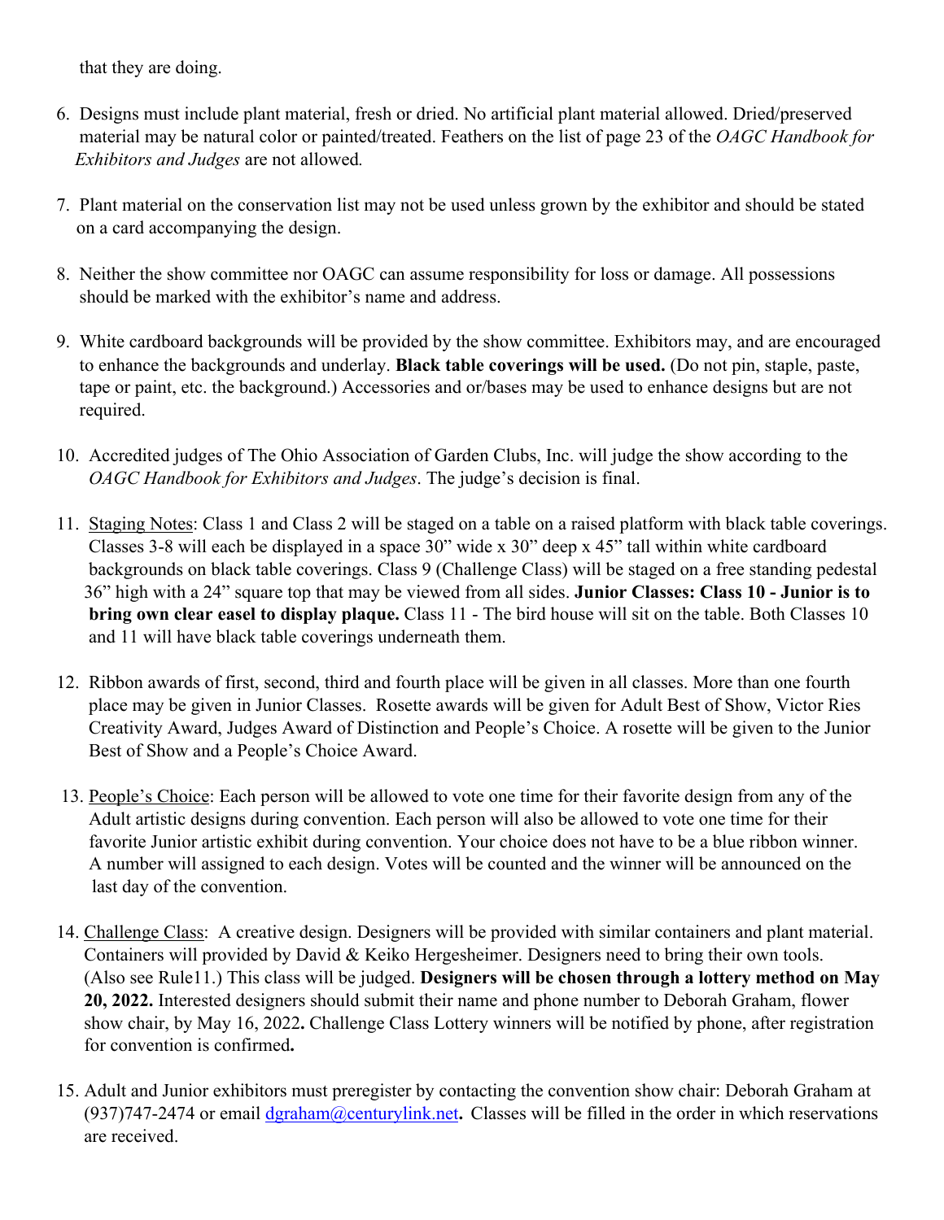that they are doing.

6. Designs must include plant material, fresh or dried. No artificial plant material allowed. Dried/preserved material may be natural color or painted/treated. Feathers on the list of page 23 of the *OAGC Handbook for Exhibitors and Judges* are not allowed.

7. Plant material on the conservation list may not be used unless grown by the exhibitor and should be stated on a card accompanying the design.

8. Neither the show committee nor OAGC can assume responsibility for loss or damage. All possessions should be marked with the exhibitor's name and address.

9. White cardboard backgrounds will be provided by the show committee. Exhibitors may, and are encouraged to enhance the backgrounds and underlay. **Black table coverings will be used.** (Do not pin, staple, paste, tape or paint, etc. the background.) Accessories and or/bases may be used to enhance designs but are not required.

10. Accredited judges of The Ohio Association of Garden Clubs, Inc. will judge the show according to the *OAGC Handbook for Exhibitors and Judges*. The judge's decision is final.

11. Staging Notes: Class 1 and Class 2 will be staged on a table on a raised platform with black table coverings. Classes 3-8 will each be displayed in a space 30" wide x 30" deep x 45" tall within white cardboard backgrounds on black table coverings. Class 9 (Challenge Class) will be staged on a free standing pedestal 36" high with a 24" square top that may be viewed from all sides. **Junior Classes: Class 10 - Junior is to bring own clear easel to display plaque.** Class 11 - The bird house will sit on the table. Both Classes 10 and 11 will have black table coverings underneath them.

12. Ribbon awards of first, second, third and fourth place will be given in all classes. More than one fourth place may be given in Junior Classes. Rosette awards will be given for Adult Best of Show, Victor Ries Creativity Award, Judges Award of Distinction and People's Choice. A rosette will be given to the Junior Best of Show and a People's Choice Award.

13. People's Choice: Each person will be allowed to vote one time for their favorite design from any of the Adult artistic designs during convention. Each person will also be allowed to vote one time for their favorite Junior artistic exhibit during convention. Your choice does not have to be a blue ribbon winner. A number will assigned to each design. Votes will be counted and the winner will be announced on the last day of the convention.

14. Challenge Class: A creative design. Designers will be provided with similar containers and plant material. Containers will provided by David & Keiko Hergesheimer. Designers need to bring their own tools. (Also see Rule11.) This class will be judged. **Designers will be chosen through a lottery method on May 20, 2022.** Interested designers should submit their name and phone number to Deborah Graham, flower show chair, by May 16, 2022**.** Challenge Class Lottery winners will be notified by phone, after registration for convention is confirmed**.**

15. Adult and Junior exhibitors must preregister by contacting the convention show chair: Deborah Graham at (937)747-2474 or email dgraham@centurylink.net**.** Classes will be filled in the order in which reservations are received.